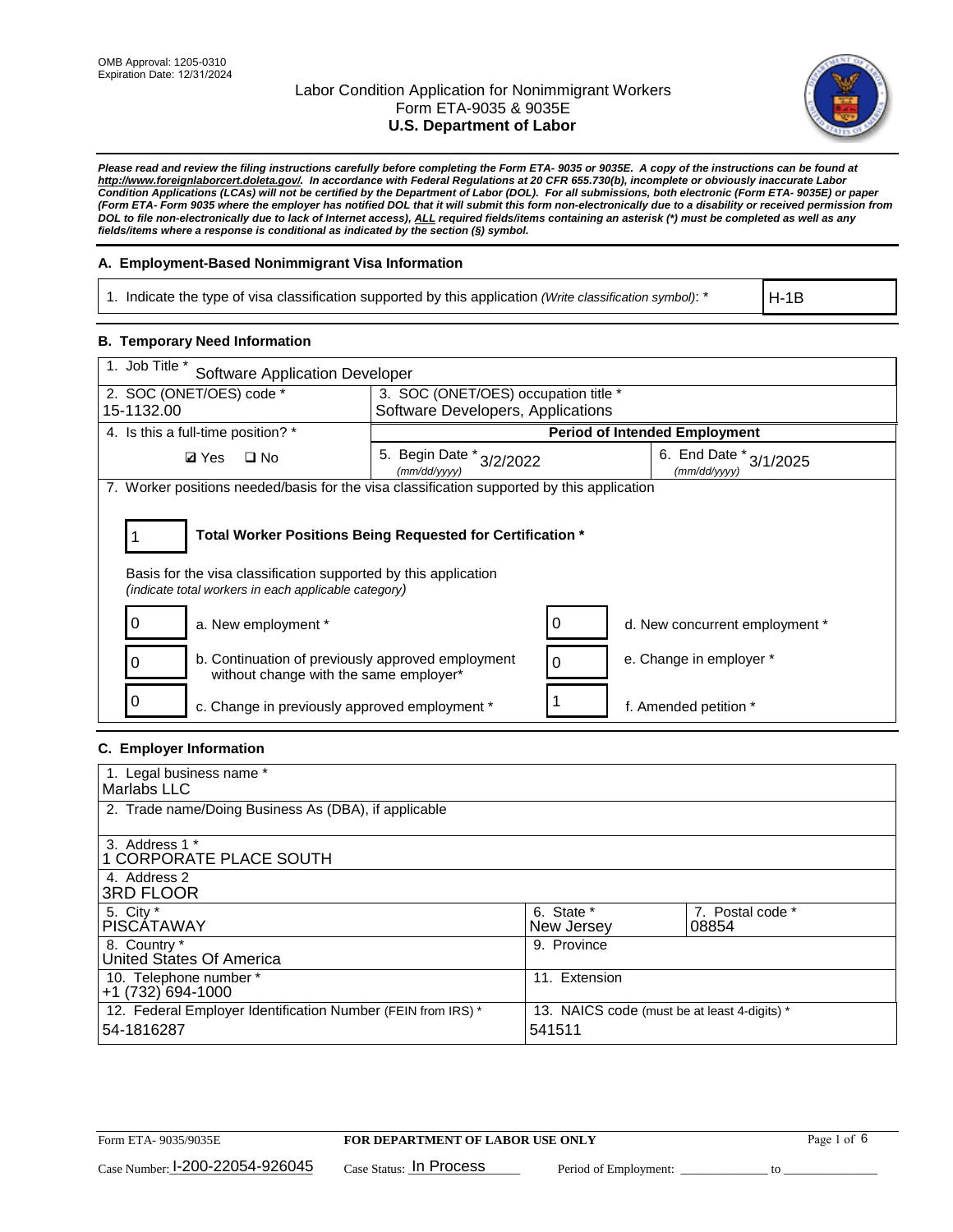OMB Approval: 1205-0310
Expiration Date: 12/31/2024

# Labor Condition Application for Nonimmigrant Workers
## Form ETA-9035 & 9035E
## U.S. Department of Labor

***Please read and review the filing instructions carefully before completing the Form ETA- 9035 or 9035E. A copy of the instructions can be found at http://www.foreignlaborcert.doleta.gov/. In accordance with Federal Regulations at 20 CFR 655.730(b), incomplete or obviously inaccurate Labor Condition Applications (LCAs) will not be certified by the Department of Labor (DOL). For all submissions, both electronic (Form ETA- 9035E) or paper (Form ETA- Form 9035 where the employer has notified DOL that it will submit this form non-electronically due to a disability or received permission from DOL to file non-electronically due to lack of Internet access), ALL required fields/items containing an asterisk (*) must be completed as well as any fields/items where a response is conditional as indicated by the section (§) symbol.***

### A. Employment-Based Nonimmigrant Visa Information

| 1. Indicate the type of visa classification supported by this application *(Write classification symbol)*: * | H-1B |
|---|---|

### B. Temporary Need Information

| 1. Job Title * Software Application Developer | | |
|---|---|---|
| 2. SOC (ONET/OES) code * 15-1132.00 | 3. SOC (ONET/OES) occupation title * Software Developers, Applications | |
| 4. Is this a full-time position? * | **Period of Intended Employment** | |
| ☑ Yes ☐ No | 5. Begin Date * *(mm/dd/yyyy)* 3/2/2022 | 6. End Date * *(mm/dd/yyyy)* 3/1/2025 |

7. Worker positions needed/basis for the visa classification supported by this application

| 1 | **Total Worker Positions Being Requested for Certification *** |
|---|---|

Basis for the visa classification supported by this application
*(indicate total workers in each applicable category)*

| | | | |
|---|---|---|---|
| 0 | a. New employment * | 0 | d. New concurrent employment * |
| 0 | b. Continuation of previously approved employment without change with the same employer* | 0 | e. Change in employer * |
| 0 | c. Change in previously approved employment * | 1 | f. Amended petition * |

### C. Employer Information

| | |
|---|---|
| 1. Legal business name * Marlabs LLC | |
| 2. Trade name/Doing Business As (DBA), if applicable | |
| 3. Address 1 * 1 CORPORATE PLACE SOUTH | |
| 4. Address 2 3RD FLOOR | |
| 5. City * PISCATAWAY | 6. State * New Jersey / 7. Postal code * 08854 |
| 8. Country * United States Of America | 9. Province |
| 10. Telephone number * +1 (732) 694-1000 | 11. Extension |
| 12. Federal Employer Identification Number (FEIN from IRS) * 54-1816287 | 13. NAICS code (must be at least 4-digits) * 541511 |

Form ETA- 9035/9035E | **FOR DEPARTMENT OF LABOR USE ONLY**

Case Number: I-200-22054-926045 Case Status: In Process Period of Employment: _____________ to _____________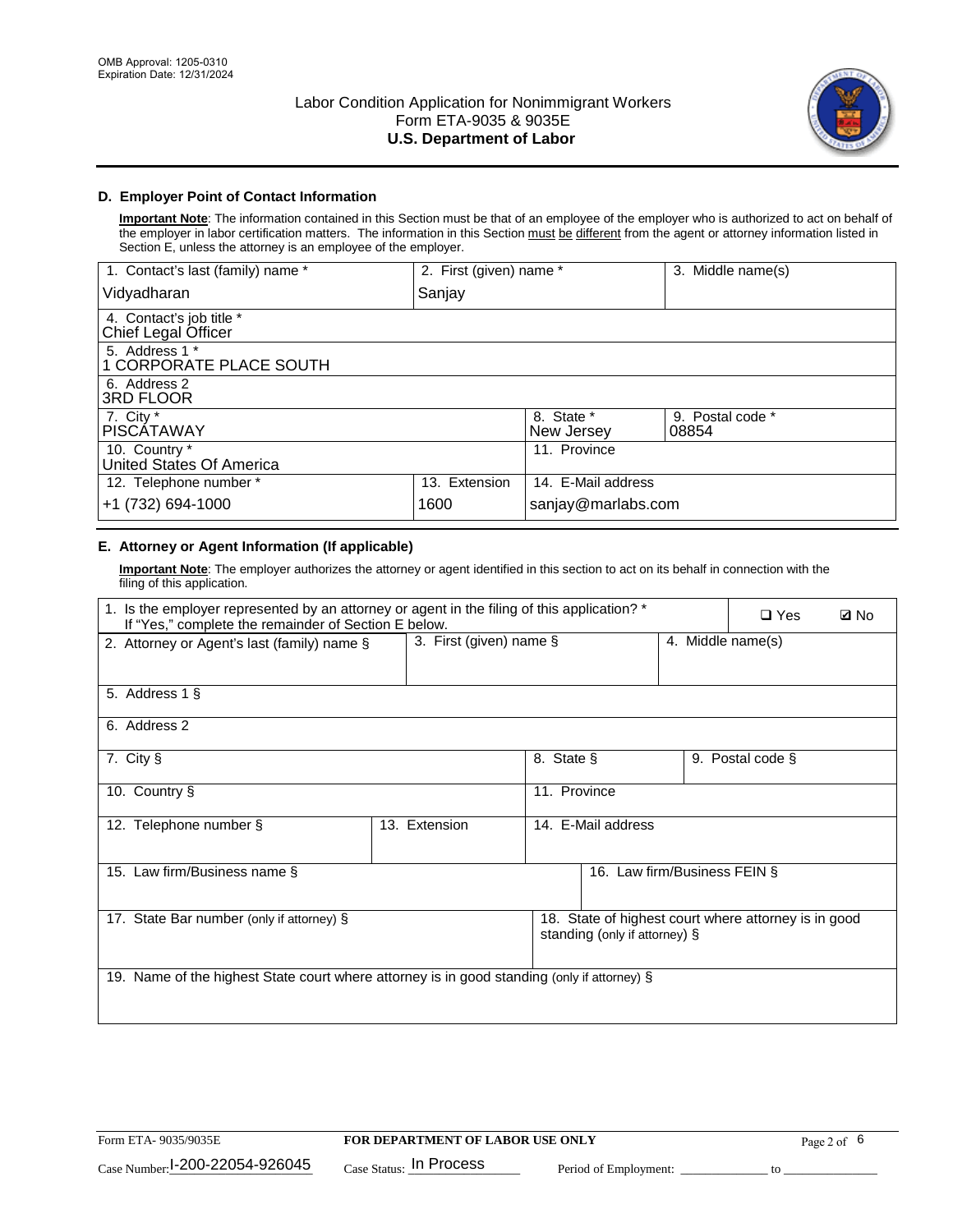OMB Approval: 1205-0310
Expiration Date: 12/31/2024

# Labor Condition Application for Nonimmigrant Workers
## Form ETA-9035 & 9035E
## U.S. Department of Labor

### D. Employer Point of Contact Information

**Important Note**: The information contained in this Section must be that of an employee of the employer who is authorized to act on behalf of the employer in labor certification matters. The information in this Section must be different from the agent or attorney information listed in Section E, unless the attorney is an employee of the employer.

| 1. Contact's last (family) name * | 2. First (given) name * | 3. Middle name(s) |
|---|---|---|
| Vidyadharan | Sanjay | |
| 4. Contact's job title * Chief Legal Officer | | |
| 5. Address 1 * 1 CORPORATE PLACE SOUTH | | |
| 6. Address 2 3RD FLOOR | | |
| 7. City * PISCATAWAY | 8. State * New Jersey | 9. Postal code * 08854 |
| 10. Country * United States Of America | 11. Province | |
| 12. Telephone number * +1 (732) 694-1000 | 13. Extension 1600 | 14. E-Mail address sanjay@marlabs.com |

### E. Attorney or Agent Information (If applicable)

**Important Note**: The employer authorizes the attorney or agent identified in this section to act on its behalf in connection with the filing of this application.

| 1. Is the employer represented by an attorney or agent in the filing of this application? * If "Yes," complete the remainder of Section E below. | ❑ Yes | ☑ No |
|---|---|---|
| 2. Attorney or Agent's last (family) name § | 3. First (given) name § | 4. Middle name(s) |
| 5. Address 1 § | | |
| 6. Address 2 | | |
| 7. City § | 8. State § | 9. Postal code § |
| 10. Country § | 11. Province | |
| 12. Telephone number § | 13. Extension | 14. E-Mail address |
| 15. Law firm/Business name § | 16. Law firm/Business FEIN § | |
| 17. State Bar number (only if attorney) § | 18. State of highest court where attorney is in good standing (only if attorney) § | |
| 19. Name of the highest State court where attorney is in good standing (only if attorney) § | | |

Form ETA- 9035/9035E | FOR DEPARTMENT OF LABOR USE ONLY

Case Number: I-200-22054-926045 Case Status: In Process Period of Employment: _____________ to _____________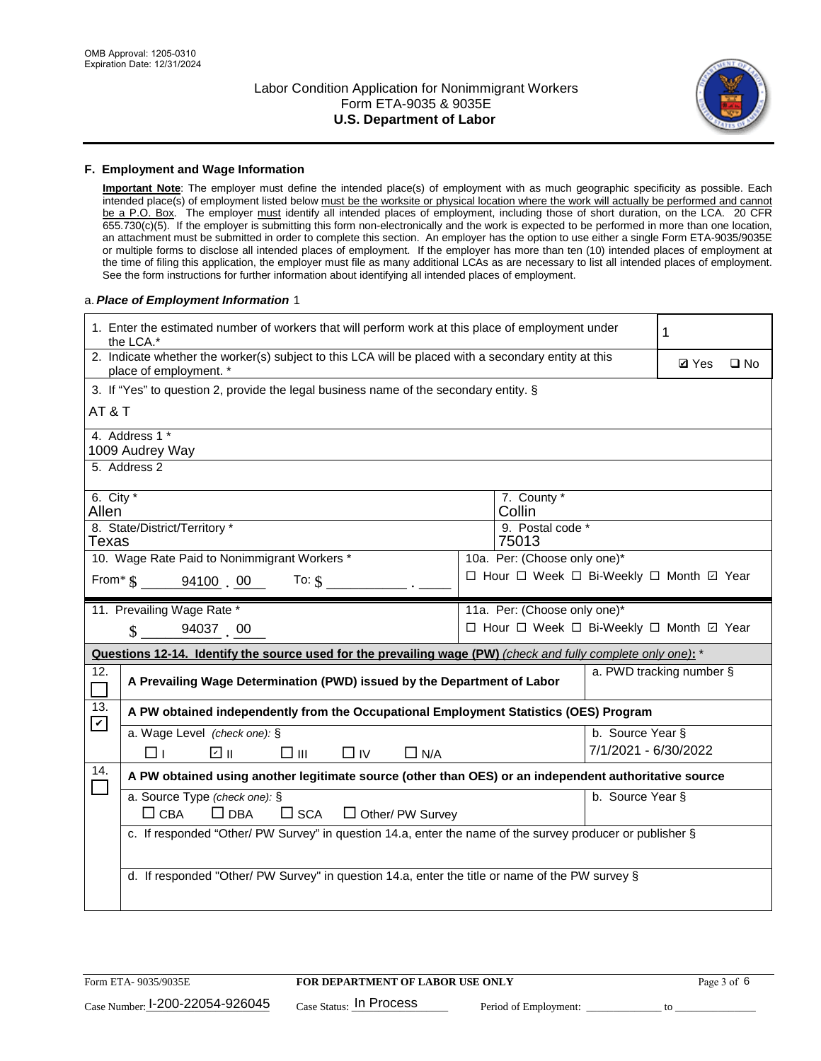OMB Approval: 1205-0310
Expiration Date: 12/31/2024

# Labor Condition Application for Nonimmigrant Workers
## Form ETA-9035 & 9035E
## U.S. Department of Labor

### F. Employment and Wage Information

**Important Note**: The employer must define the intended place(s) of employment with as much geographic specificity as possible. Each intended place(s) of employment listed below must be the worksite or physical location where the work will actually be performed and cannot be a P.O. Box. The employer must identify all intended places of employment, including those of short duration, on the LCA. 20 CFR 655.730(c)(5). If the employer is submitting this form non-electronically and the work is expected to be performed in more than one location, an attachment must be submitted in order to complete this section. An employer has the option to use either a single Form ETA-9035/9035E or multiple forms to disclose all intended places of employment. If the employer has more than ten (10) intended places of employment at the time of filing this application, the employer must file as many additional LCAs as are necessary to list all intended places of employment. See the form instructions for further information about identifying all intended places of employment.

a. ***Place of Employment Information*** 1

1. Enter the estimated number of workers that will perform work at this place of employment under the LCA.*: 1

2. Indicate whether the worker(s) subject to this LCA will be placed with a secondary entity at this place of employment. *: ☑ Yes ☐ No

3. If "Yes" to question 2, provide the legal business name of the secondary entity. §
AT & T

4. Address 1 *
1009 Audrey Way

5. Address 2

| 6. City * | 7. County * |
|---|---|
| Allen | Collin |
| 8. State/District/Territory * | 9. Postal code * |
| Texas | 75013 |

10. Wage Rate Paid to Nonimmigrant Workers *
From* $ 94100 . 00 To: $ ______ . ____

10a. Per: (Choose only one)*
☐ Hour ☐ Week ☐ Bi-Weekly ☐ Month ☑ Year

11. Prevailing Wage Rate *
$ 94037 . 00

11a. Per: (Choose only one)*
☐ Hour ☐ Week ☐ Bi-Weekly ☐ Month ☑ Year

**Questions 12-14. Identify the source used for the prevailing wage (PW)** *(check and fully complete only one)*: *

12. ☐ **A Prevailing Wage Determination (PWD) issued by the Department of Labor**
a. PWD tracking number §

13. ☑ **A PW obtained independently from the Occupational Employment Statistics (OES) Program**
a. Wage Level *(check one)*: § ☐ I ☑ II ☐ III ☐ IV ☐ N/A
b. Source Year § 7/1/2021 - 6/30/2022

14. ☐ **A PW obtained using another legitimate source (other than OES) or an independent authoritative source**
a. Source Type *(check one)*: § ☐ CBA ☐ DBA ☐ SCA ☐ Other/ PW Survey
b. Source Year §
c. If responded "Other/ PW Survey" in question 14.a, enter the name of the survey producer or publisher §
d. If responded "Other/ PW Survey" in question 14.a, enter the title or name of the PW survey §

Form ETA- 9035/9035E | **FOR DEPARTMENT OF LABOR USE ONLY**

Case Number: I-200-22054-926045 Case Status: In Process Period of Employment: ______ to ______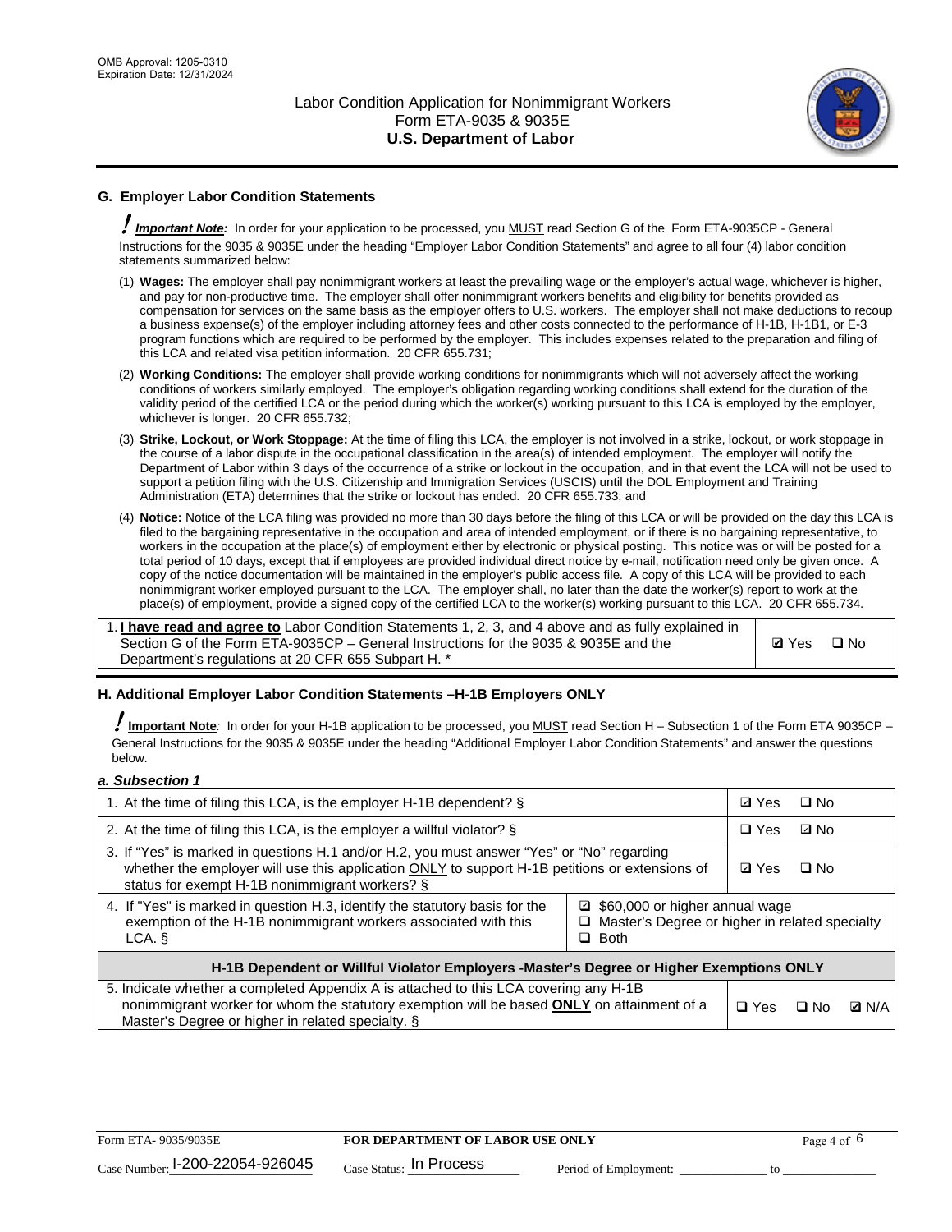## G. Employer Labor Condition Statements

**! *Important Note:*** In order for your application to be processed, you MUST read Section G of the Form ETA-9035CP - General Instructions for the 9035 & 9035E under the heading "Employer Labor Condition Statements" and agree to all four (4) labor condition statements summarized below:

(1) **Wages:** The employer shall pay nonimmigrant workers at least the prevailing wage or the employer's actual wage, whichever is higher, and pay for non-productive time. The employer shall offer nonimmigrant workers benefits and eligibility for benefits provided as compensation for services on the same basis as the employer offers to U.S. workers. The employer shall not make deductions to recoup a business expense(s) of the employer including attorney fees and other costs connected to the performance of H-1B, H-1B1, or E-3 program functions which are required to be performed by the employer. This includes expenses related to the preparation and filing of this LCA and related visa petition information. 20 CFR 655.731;

(2) **Working Conditions:** The employer shall provide working conditions for nonimmigrants which will not adversely affect the working conditions of workers similarly employed. The employer's obligation regarding working conditions shall extend for the duration of the validity period of the certified LCA or the period during which the worker(s) working pursuant to this LCA is employed by the employer, whichever is longer. 20 CFR 655.732;

(3) **Strike, Lockout, or Work Stoppage:** At the time of filing this LCA, the employer is not involved in a strike, lockout, or work stoppage in the course of a labor dispute in the occupational classification in the area(s) of intended employment. The employer will notify the Department of Labor within 3 days of the occurrence of a strike or lockout in the occupation, and in that event the LCA will not be used to support a petition filing with the U.S. Citizenship and Immigration Services (USCIS) until the DOL Employment and Training Administration (ETA) determines that the strike or lockout has ended. 20 CFR 655.733; and

(4) **Notice:** Notice of the LCA filing was provided no more than 30 days before the filing of this LCA or will be provided on the day this LCA is filed to the bargaining representative in the occupation and area of intended employment, or if there is no bargaining representative, to workers in the occupation at the place(s) of employment either by electronic or physical posting. This notice was or will be posted for a total period of 10 days, except that if employees are provided individual direct notice by e-mail, notification need only be given once. A copy of the notice documentation will be maintained in the employer's public access file. A copy of this LCA will be provided to each nonimmigrant worker employed pursuant to the LCA. The employer shall, no later than the date the worker(s) report to work at the place(s) of employment, provide a signed copy of the certified LCA to the worker(s) working pursuant to this LCA. 20 CFR 655.734.

| 1. **I have read and agree to** Labor Condition Statements 1, 2, 3, and 4 above and as fully explained in Section G of the Form ETA-9035CP – General Instructions for the 9035 & 9035E and the Department's regulations at 20 CFR 655 Subpart H. * | ☑ Yes ☐ No |
|---|---|

## H. Additional Employer Labor Condition Statements –H-1B Employers ONLY

**! Important Note**: In order for your H-1B application to be processed, you MUST read Section H – Subsection 1 of the Form ETA 9035CP – General Instructions for the 9035 & 9035E under the heading "Additional Employer Labor Condition Statements" and answer the questions below.

***a. Subsection 1***

| | | |
|---|---|---|
| 1. At the time of filing this LCA, is the employer H-1B dependent? § | | ☑ Yes ☐ No |
| 2. At the time of filing this LCA, is the employer a willful violator? § | | ☐ Yes ☑ No |
| 3. If "Yes" is marked in questions H.1 and/or H.2, you must answer "Yes" or "No" regarding whether the employer will use this application ONLY to support H-1B petitions or extensions of status for exempt H-1B nonimmigrant workers? § | | ☑ Yes ☐ No |
| 4. If "Yes" is marked in question H.3, identify the statutory basis for the exemption of the H-1B nonimmigrant workers associated with this LCA. § | ☑ $60,000 or higher annual wage<br>☐ Master's Degree or higher in related specialty<br>☐ Both | |
| **H-1B Dependent or Willful Violator Employers -Master's Degree or Higher Exemptions ONLY** | | |
| 5. Indicate whether a completed Appendix A is attached to this LCA covering any H-1B nonimmigrant worker for whom the statutory exemption will be based **ONLY** on attainment of a Master's Degree or higher in related specialty. § | | ☐ Yes ☐ No ☑ N/A |

Form ETA- 9035/9035E **FOR DEPARTMENT OF LABOR USE ONLY**

Case Number: I-200-22054-926045 Case Status: In Process Period of Employment: _____________ to _______________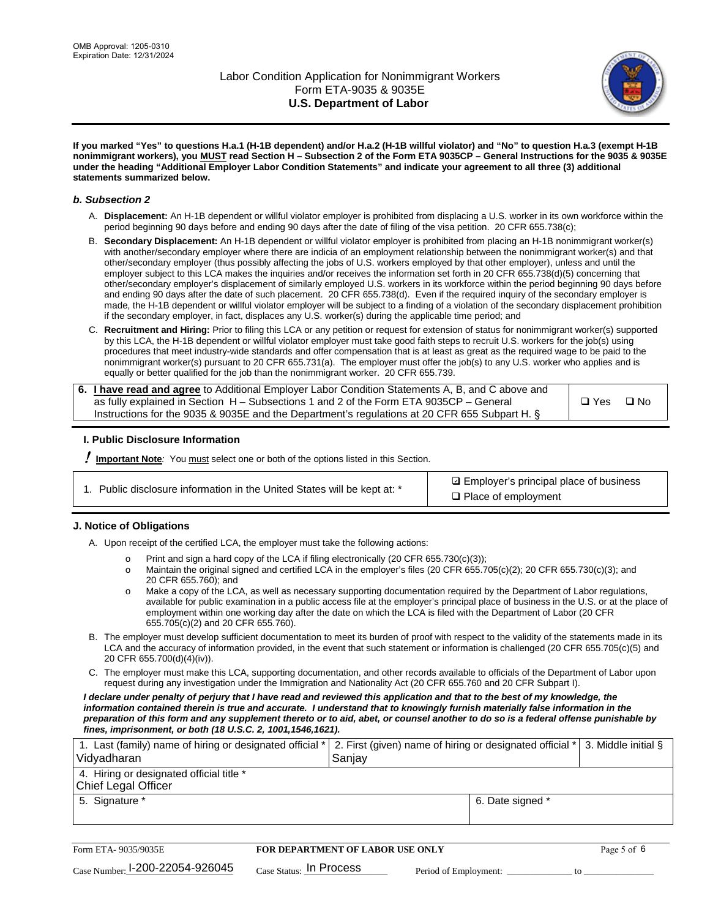**If you marked "Yes" to questions H.a.1 (H-1B dependent) and/or H.a.2 (H-1B willful violator) and "No" to question H.a.3 (exempt H-1B nonimmigrant workers), you MUST read Section H – Subsection 2 of the Form ETA 9035CP – General Instructions for the 9035 & 9035E under the heading "Additional Employer Labor Condition Statements" and indicate your agreement to all three (3) additional statements summarized below.**

### *b. Subsection 2*

A. **Displacement:** An H-1B dependent or willful violator employer is prohibited from displacing a U.S. worker in its own workforce within the period beginning 90 days before and ending 90 days after the date of filing of the visa petition. 20 CFR 655.738(c);

B. **Secondary Displacement:** An H-1B dependent or willful violator employer is prohibited from placing an H-1B nonimmigrant worker(s) with another/secondary employer where there are indicia of an employment relationship between the nonimmigrant worker(s) and that other/secondary employer (thus possibly affecting the jobs of U.S. workers employed by that other employer), unless and until the employer subject to this LCA makes the inquiries and/or receives the information set forth in 20 CFR 655.738(d)(5) concerning that other/secondary employer's displacement of similarly employed U.S. workers in its workforce within the period beginning 90 days before and ending 90 days after the date of such placement. 20 CFR 655.738(d). Even if the required inquiry of the secondary employer is made, the H-1B dependent or willful violator employer will be subject to a finding of a violation of the secondary displacement prohibition if the secondary employer, in fact, displaces any U.S. worker(s) during the applicable time period; and

C. **Recruitment and Hiring:** Prior to filing this LCA or any petition or request for extension of status for nonimmigrant worker(s) supported by this LCA, the H-1B dependent or willful violator employer must take good faith steps to recruit U.S. workers for the job(s) using procedures that meet industry-wide standards and offer compensation that is at least as great as the required wage to be paid to the nonimmigrant worker(s) pursuant to 20 CFR 655.731(a). The employer must offer the job(s) to any U.S. worker who applies and is equally or better qualified for the job than the nonimmigrant worker. 20 CFR 655.739.

| 6. **I have read and agree** to Additional Employer Labor Condition Statements A, B, and C above and as fully explained in Section H – Subsections 1 and 2 of the Form ETA 9035CP – General Instructions for the 9035 & 9035E and the Department's regulations at 20 CFR 655 Subpart H. § | ❑ Yes ❑ No |
|---|---|

## I. Public Disclosure Information

**! Important Note:** You must select one or both of the options listed in this Section.

| 1. Public disclosure information in the United States will be kept at: * | ☑ Employer's principal place of business<br>❑ Place of employment |
|---|---|

## J. Notice of Obligations

A. Upon receipt of the certified LCA, the employer must take the following actions:

- o Print and sign a hard copy of the LCA if filing electronically (20 CFR 655.730(c)(3));
- o Maintain the original signed and certified LCA in the employer's files (20 CFR 655.705(c)(2); 20 CFR 655.730(c)(3); and 20 CFR 655.760); and
- o Make a copy of the LCA, as well as necessary supporting documentation required by the Department of Labor regulations, available for public examination in a public access file at the employer's principal place of business in the U.S. or at the place of employment within one working day after the date on which the LCA is filed with the Department of Labor (20 CFR 655.705(c)(2) and 20 CFR 655.760).

B. The employer must develop sufficient documentation to meet its burden of proof with respect to the validity of the statements made in its LCA and the accuracy of information provided, in the event that such statement or information is challenged (20 CFR 655.705(c)(5) and 20 CFR 655.700(d)(4)(iv)).

C. The employer must make this LCA, supporting documentation, and other records available to officials of the Department of Labor upon request during any investigation under the Immigration and Nationality Act (20 CFR 655.760 and 20 CFR Subpart I).

***I declare under penalty of perjury that I have read and reviewed this application and that to the best of my knowledge, the information contained therein is true and accurate. I understand that to knowingly furnish materially false information in the preparation of this form and any supplement thereto or to aid, abet, or counsel another to do so is a federal offense punishable by fines, imprisonment, or both (18 U.S.C. 2, 1001,1546,1621).***

| 1. Last (family) name of hiring or designated official *<br>Vidyadharan | 2. First (given) name of hiring or designated official *<br>Sanjay | 3. Middle initial § |
|---|---|---|
| 4. Hiring or designated official title *<br>Chief Legal Officer | | |
| 5. Signature * | 6. Date signed * | |

| Form ETA- 9035/9035E | FOR DEPARTMENT OF LABOR USE ONLY | |
|---|---|---|
| Case Number: I-200-22054-926045 | Case Status: In Process | Period of Employment: _____________ to _____________ |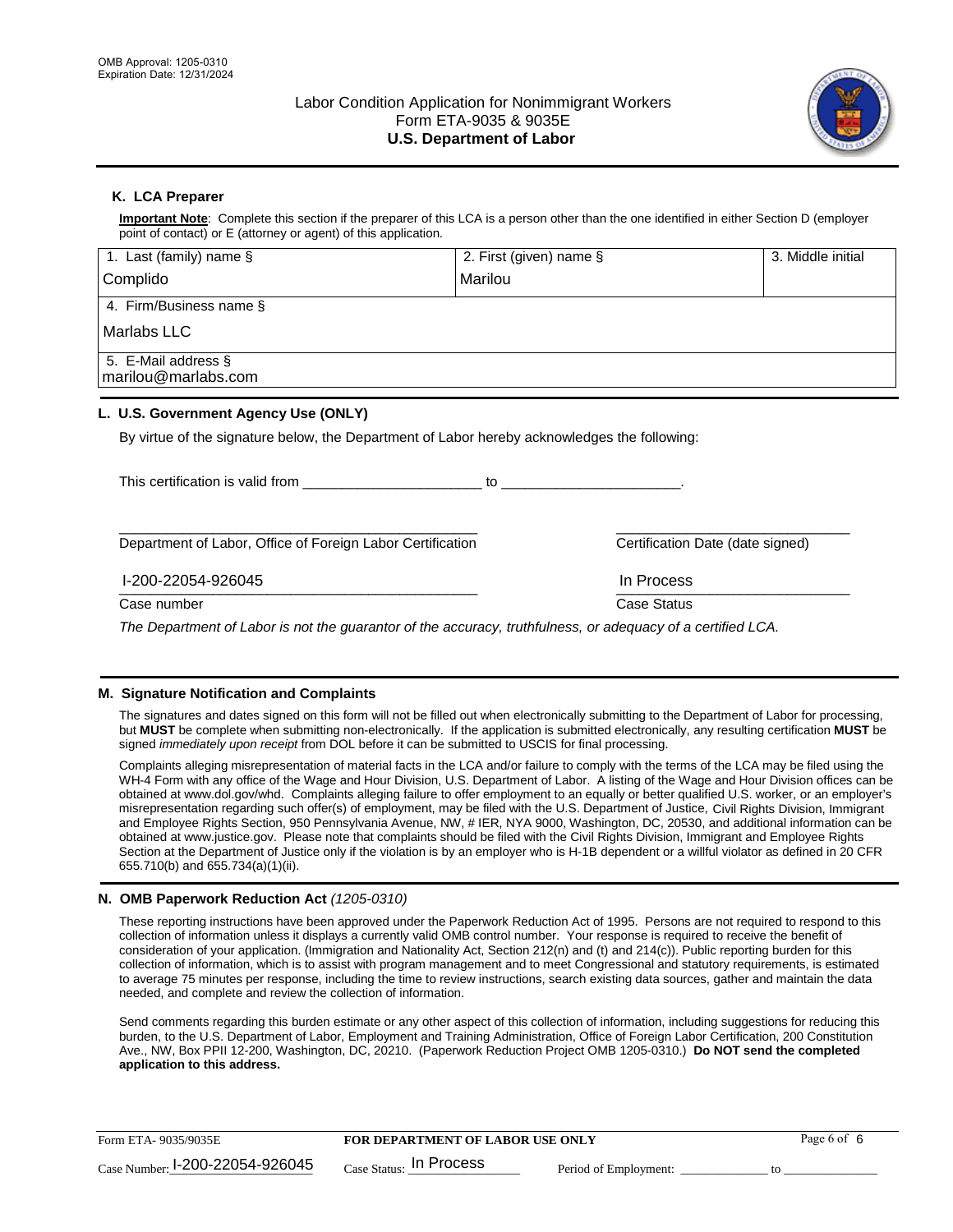OMB Approval: 1205-0310
Expiration Date: 12/31/2024

# Labor Condition Application for Nonimmigrant Workers
## Form ETA-9035 & 9035E
## U.S. Department of Labor

### K. LCA Preparer

**Important Note**: Complete this section if the preparer of this LCA is a person other than the one identified in either Section D (employer point of contact) or E (attorney or agent) of this application.

| 1. Last (family) name § | 2. First (given) name § | 3. Middle initial |
|---|---|---|
| Complido | Marilou | |
| 4. Firm/Business name § | | |
| Marlabs LLC | | |
| 5. E-Mail address § | | |
| marilou@marlabs.com | | |

### L. U.S. Government Agency Use (ONLY)

By virtue of the signature below, the Department of Labor hereby acknowledges the following:

This certification is valid from ______________________ to ______________________.

______________________________________________ Department of Labor, Office of Foreign Labor Certification

______________________________ Certification Date (date signed)

I-200-22054-926045
Case number

In Process
Case Status

*The Department of Labor is not the guarantor of the accuracy, truthfulness, or adequacy of a certified LCA.*

### M. Signature Notification and Complaints

The signatures and dates signed on this form will not be filled out when electronically submitting to the Department of Labor for processing, but **MUST** be complete when submitting non-electronically. If the application is submitted electronically, any resulting certification **MUST** be signed *immediately upon receipt* from DOL before it can be submitted to USCIS for final processing.

Complaints alleging misrepresentation of material facts in the LCA and/or failure to comply with the terms of the LCA may be filed using the WH-4 Form with any office of the Wage and Hour Division, U.S. Department of Labor. A listing of the Wage and Hour Division offices can be obtained at www.dol.gov/whd. Complaints alleging failure to offer employment to an equally or better qualified U.S. worker, or an employer's misrepresentation regarding such offer(s) of employment, may be filed with the U.S. Department of Justice, Civil Rights Division, Immigrant and Employee Rights Section, 950 Pennsylvania Avenue, NW, # IER, NYA 9000, Washington, DC, 20530, and additional information can be obtained at www.justice.gov. Please note that complaints should be filed with the Civil Rights Division, Immigrant and Employee Rights Section at the Department of Justice only if the violation is by an employer who is H-1B dependent or a willful violator as defined in 20 CFR 655.710(b) and 655.734(a)(1)(ii).

### N. OMB Paperwork Reduction Act *(1205-0310)*

These reporting instructions have been approved under the Paperwork Reduction Act of 1995. Persons are not required to respond to this collection of information unless it displays a currently valid OMB control number. Your response is required to receive the benefit of consideration of your application. (Immigration and Nationality Act, Section 212(n) and (t) and 214(c)). Public reporting burden for this collection of information, which is to assist with program management and to meet Congressional and statutory requirements, is estimated to average 75 minutes per response, including the time to review instructions, search existing data sources, gather and maintain the data needed, and complete and review the collection of information.

Send comments regarding this burden estimate or any other aspect of this collection of information, including suggestions for reducing this burden, to the U.S. Department of Labor, Employment and Training Administration, Office of Foreign Labor Certification, 200 Constitution Ave., NW, Box PPII 12-200, Washington, DC, 20210. (Paperwork Reduction Project OMB 1205-0310.) **Do NOT send the completed application to this address.**

Form ETA- 9035/9035E — **FOR DEPARTMENT OF LABOR USE ONLY**

Case Number: I-200-22054-926045 Case Status: In Process Period of Employment: ____________ to ____________